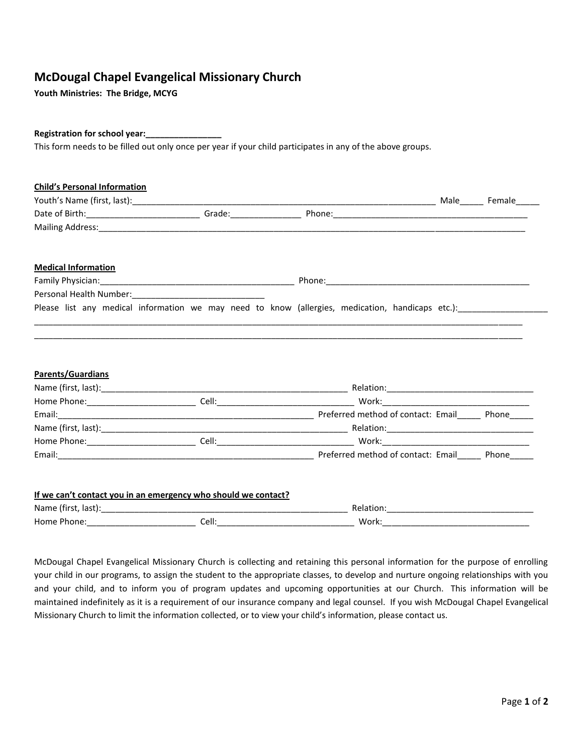# McDougal Chapel Evangelical Missionary Church

**Youth Ministries: The Bridge, MCYG**

**Registration for school year:________________**

This form needs to be filled out only once per year if your child participates in any of the above groups.

**Child's Personal Information**

Youth's Name (first, last):______________________________________________________________ Male_____ Female_____

Date of Birth:________________________ Grade:_______________ Phone:__________________________________________

Mailing Address:_____________________________________________________________________________________________

**Medical Information**

Family Physician:__________________________________________ Phone:_____________________________________________

Personal Health Number:____________________________

Please list any medical information we may need to know (allergies, medication, handicaps etc.):___________________

_____________________________________________________________________________________________________________

_____________________________________________________________________________________________________________

**Parents/Guardians**

Name (first, last):______________________________________________________ Relation:________________________________

Home Phone:_______________________ Cell:______________________________ Work:________________________________

Email:_________________________________________________________ Preferred method of contact: Email_____ Phone_____

Name (first, last):______________________________________________________ Relation:________________________________

Home Phone:_______________________ Cell:______________________________ Work:________________________________

Email:_________________________________________________________ Preferred method of contact: Email_____ Phone_____

**If we can't contact you in an emergency who should we contact?**

Name (first, last):______________________________________________________ Relation:________________________________

Home Phone:_______________________ Cell:______________________________ Work:________________________________

McDougal Chapel Evangelical Missionary Church is collecting and retaining this personal information for the purpose of enrolling your child in our programs, to assign the student to the appropriate classes, to develop and nurture ongoing relationships with you and your child, and to inform you of program updates and upcoming opportunities at our Church. This information will be maintained indefinitely as it is a requirement of our insurance company and legal counsel. If you wish McDougal Chapel Evangelical Missionary Church to limit the information collected, or to view your child's information, please contact us.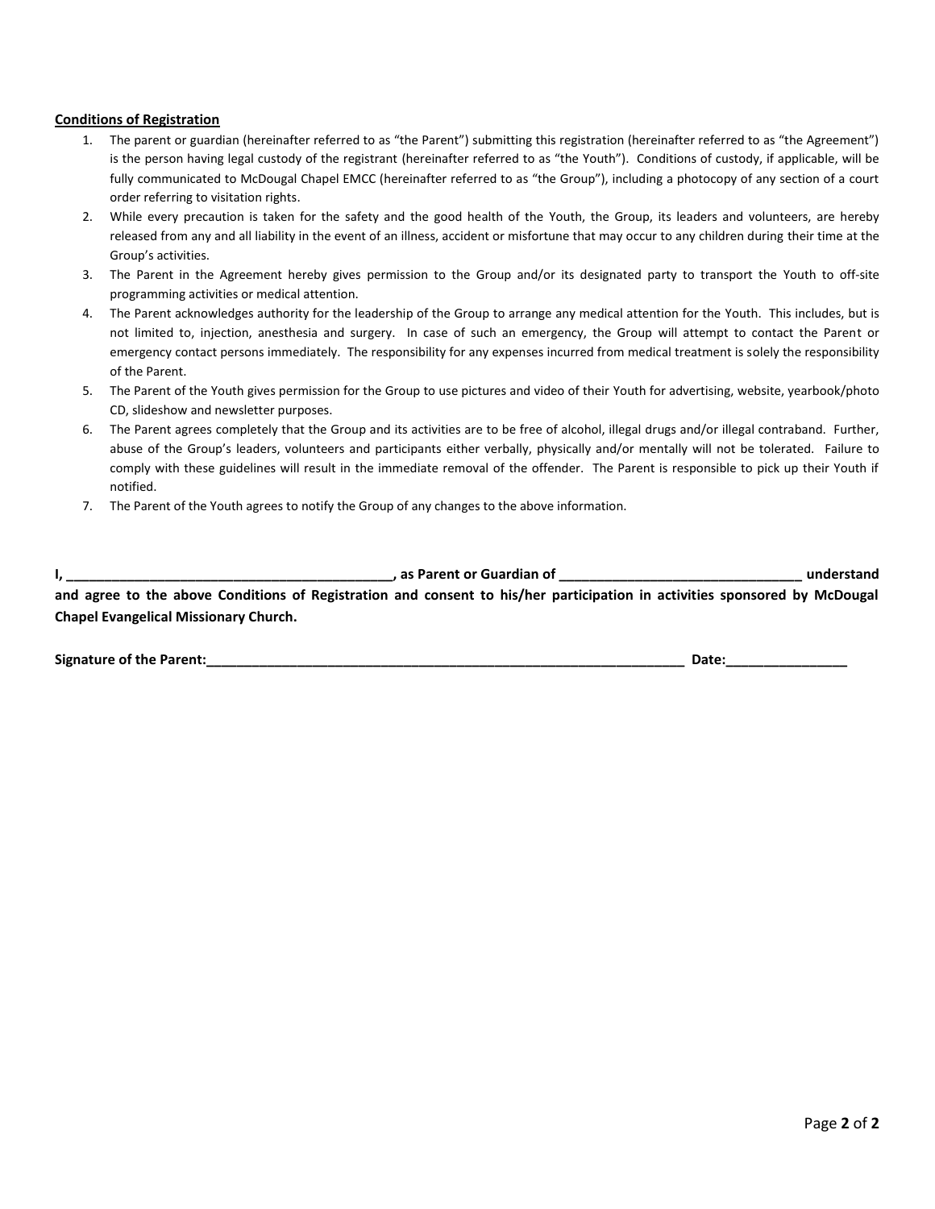**<u>Conditions of Registration</u>**

1. The parent or guardian (hereinafter referred to as "the Parent") submitting this registration (hereinafter referred to as "the Agreement") is the person having legal custody of the registrant (hereinafter referred to as "the Youth"). Conditions of custody, if applicable, will be fully communicated to McDougal Chapel EMCC (hereinafter referred to as "the Group"), including a photocopy of any section of a court order referring to visitation rights.
2. While every precaution is taken for the safety and the good health of the Youth, the Group, its leaders and volunteers, are hereby released from any and all liability in the event of an illness, accident or misfortune that may occur to any children during their time at the Group's activities.
3. The Parent in the Agreement hereby gives permission to the Group and/or its designated party to transport the Youth to off-site programming activities or medical attention.
4. The Parent acknowledges authority for the leadership of the Group to arrange any medical attention for the Youth. This includes, but is not limited to, injection, anesthesia and surgery. In case of such an emergency, the Group will attempt to contact the Parent or emergency contact persons immediately. The responsibility for any expenses incurred from medical treatment is solely the responsibility of the Parent.
5. The Parent of the Youth gives permission for the Group to use pictures and video of their Youth for advertising, website, yearbook/photo CD, slideshow and newsletter purposes.
6. The Parent agrees completely that the Group and its activities are to be free of alcohol, illegal drugs and/or illegal contraband. Further, abuse of the Group's leaders, volunteers and participants either verbally, physically and/or mentally will not be tolerated. Failure to comply with these guidelines will result in the immediate removal of the offender. The Parent is responsible to pick up their Youth if notified.
7. The Parent of the Youth agrees to notify the Group of any changes to the above information.

**I, ____________________________________________, as Parent or Guardian of ________________________________ understand and agree to the above Conditions of Registration and consent to his/her participation in activities sponsored by McDougal Chapel Evangelical Missionary Church.**

**Signature of the Parent:_________________________________________________________________ Date:________________**